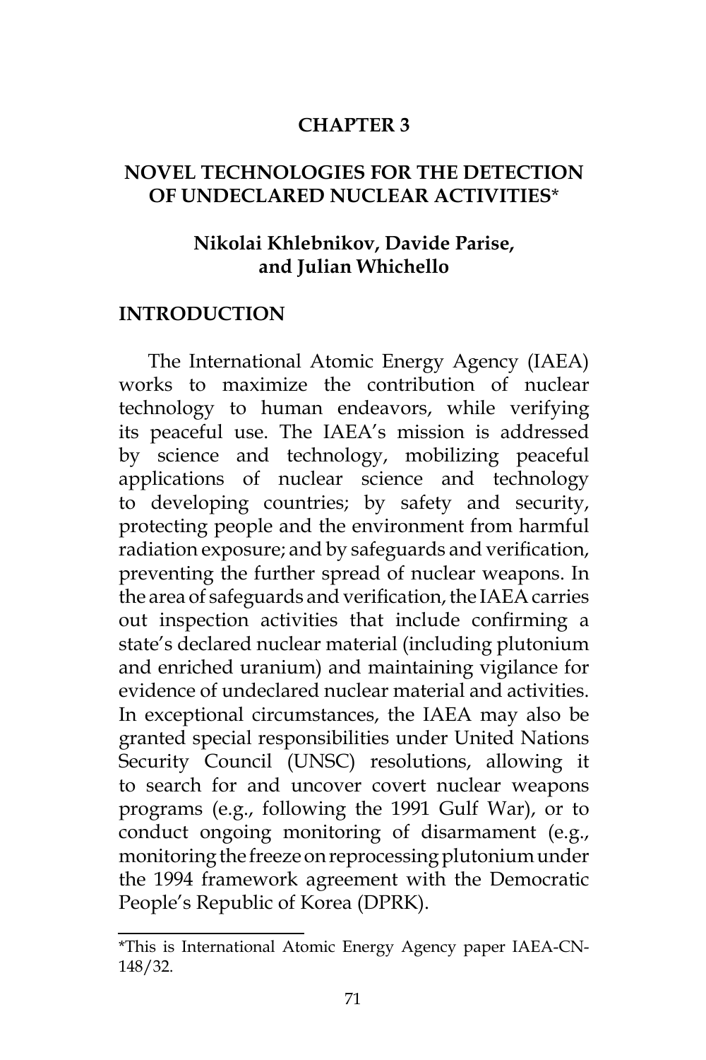# CHAPTER 3

## NOVEL TECHNOLOGIES FOR THE DETECTION OF UNDECLARED NUCLEAR ACTIVITIES*

**Nikolai Khlebnikov, Davide Parise, and Julian Whichello**

## INTRODUCTION

The International Atomic Energy Agency (IAEA) works to maximize the contribution of nuclear technology to human endeavors, while verifying its peaceful use. The IAEA's mission is addressed by science and technology, mobilizing peaceful applications of nuclear science and technology to developing countries; by safety and security, protecting people and the environment from harmful radiation exposure; and by safeguards and verification, preventing the further spread of nuclear weapons. In the area of safeguards and verification, the IAEA carries out inspection activities that include confirming a state's declared nuclear material (including plutonium and enriched uranium) and maintaining vigilance for evidence of undeclared nuclear material and activities. In exceptional circumstances, the IAEA may also be granted special responsibilities under United Nations Security Council (UNSC) resolutions, allowing it to search for and uncover covert nuclear weapons programs (e.g., following the 1991 Gulf War), or to conduct ongoing monitoring of disarmament (e.g., monitoring the freeze on reprocessing plutonium under the 1994 framework agreement with the Democratic People's Republic of Korea (DPRK).

---

*This is International Atomic Energy Agency paper IAEA-CN-148/32.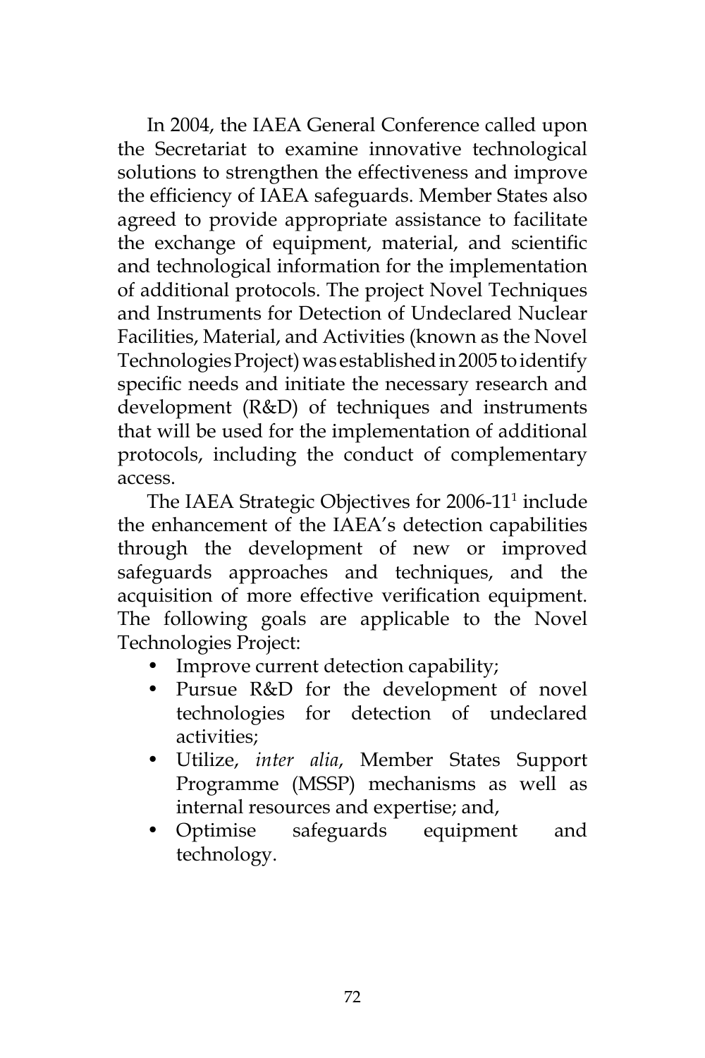In 2004, the IAEA General Conference called upon the Secretariat to examine innovative technological solutions to strengthen the effectiveness and improve the efficiency of IAEA safeguards. Member States also agreed to provide appropriate assistance to facilitate the exchange of equipment, material, and scientific and technological information for the implementation of additional protocols. The project Novel Techniques and Instruments for Detection of Undeclared Nuclear Facilities, Material, and Activities (known as the Novel Technologies Project) was established in 2005 to identify specific needs and initiate the necessary research and development (R&D) of techniques and instruments that will be used for the implementation of additional protocols, including the conduct of complementary access.

The IAEA Strategic Objectives for 2006-11[1] include the enhancement of the IAEA's detection capabilities through the development of new or improved safeguards approaches and techniques, and the acquisition of more effective verification equipment. The following goals are applicable to the Novel Technologies Project:

- Improve current detection capability;
- Pursue R&D for the development of novel technologies for detection of undeclared activities;
- Utilize, *inter alia*, Member States Support Programme (MSSP) mechanisms as well as internal resources and expertise; and,
- Optimise safeguards equipment and technology.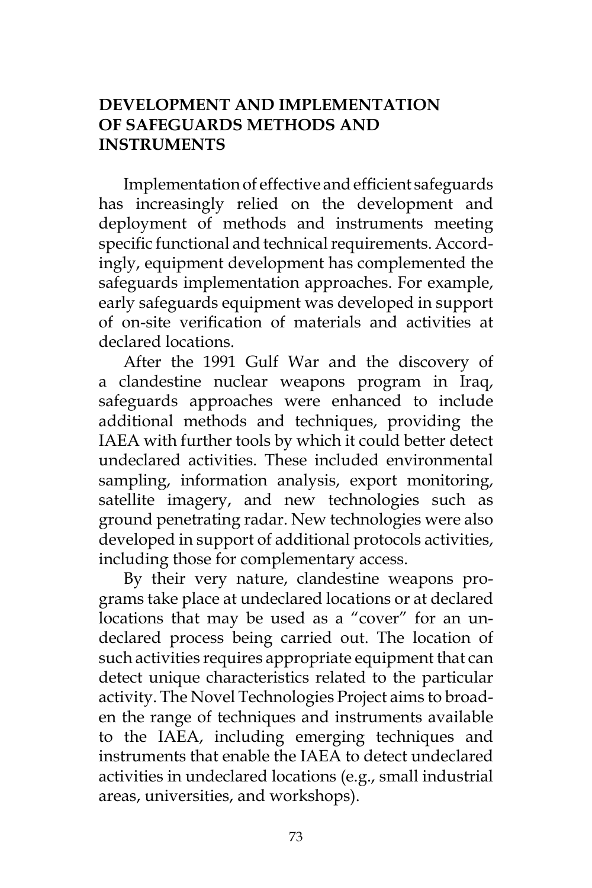## DEVELOPMENT AND IMPLEMENTATION OF SAFEGUARDS METHODS AND INSTRUMENTS

Implementation of effective and efficient safeguards has increasingly relied on the development and deployment of methods and instruments meeting specific functional and technical requirements. Accordingly, equipment development has complemented the safeguards implementation approaches. For example, early safeguards equipment was developed in support of on-site verification of materials and activities at declared locations.

After the 1991 Gulf War and the discovery of a clandestine nuclear weapons program in Iraq, safeguards approaches were enhanced to include additional methods and techniques, providing the IAEA with further tools by which it could better detect undeclared activities. These included environmental sampling, information analysis, export monitoring, satellite imagery, and new technologies such as ground penetrating radar. New technologies were also developed in support of additional protocols activities, including those for complementary access.

By their very nature, clandestine weapons programs take place at undeclared locations or at declared locations that may be used as a "cover" for an undeclared process being carried out. The location of such activities requires appropriate equipment that can detect unique characteristics related to the particular activity. The Novel Technologies Project aims to broaden the range of techniques and instruments available to the IAEA, including emerging techniques and instruments that enable the IAEA to detect undeclared activities in undeclared locations (e.g., small industrial areas, universities, and workshops).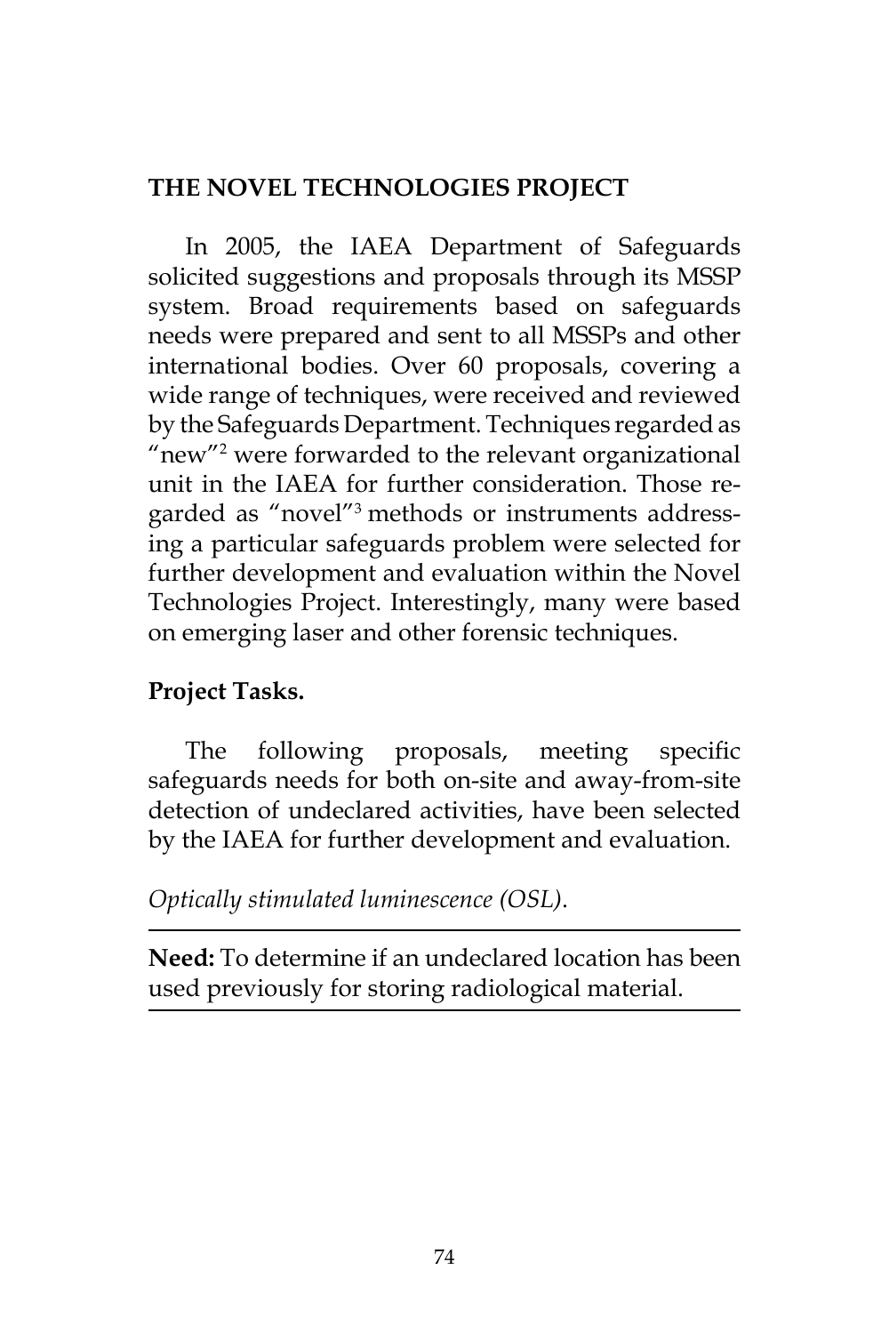## THE NOVEL TECHNOLOGIES PROJECT

In 2005, the IAEA Department of Safeguards solicited suggestions and proposals through its MSSP system. Broad requirements based on safeguards needs were prepared and sent to all MSSPs and other international bodies. Over 60 proposals, covering a wide range of techniques, were received and reviewed by the Safeguards Department. Techniques regarded as "new"[2] were forwarded to the relevant organizational unit in the IAEA for further consideration. Those regarded as "novel"[3] methods or instruments addressing a particular safeguards problem were selected for further development and evaluation within the Novel Technologies Project. Interestingly, many were based on emerging laser and other forensic techniques.

### Project Tasks.

The following proposals, meeting specific safeguards needs for both on-site and away-from-site detection of undeclared activities, have been selected by the IAEA for further development and evaluation.

*Optically stimulated luminescence (OSL).*

---

**Need:** To determine if an undeclared location has been used previously for storing radiological material.

---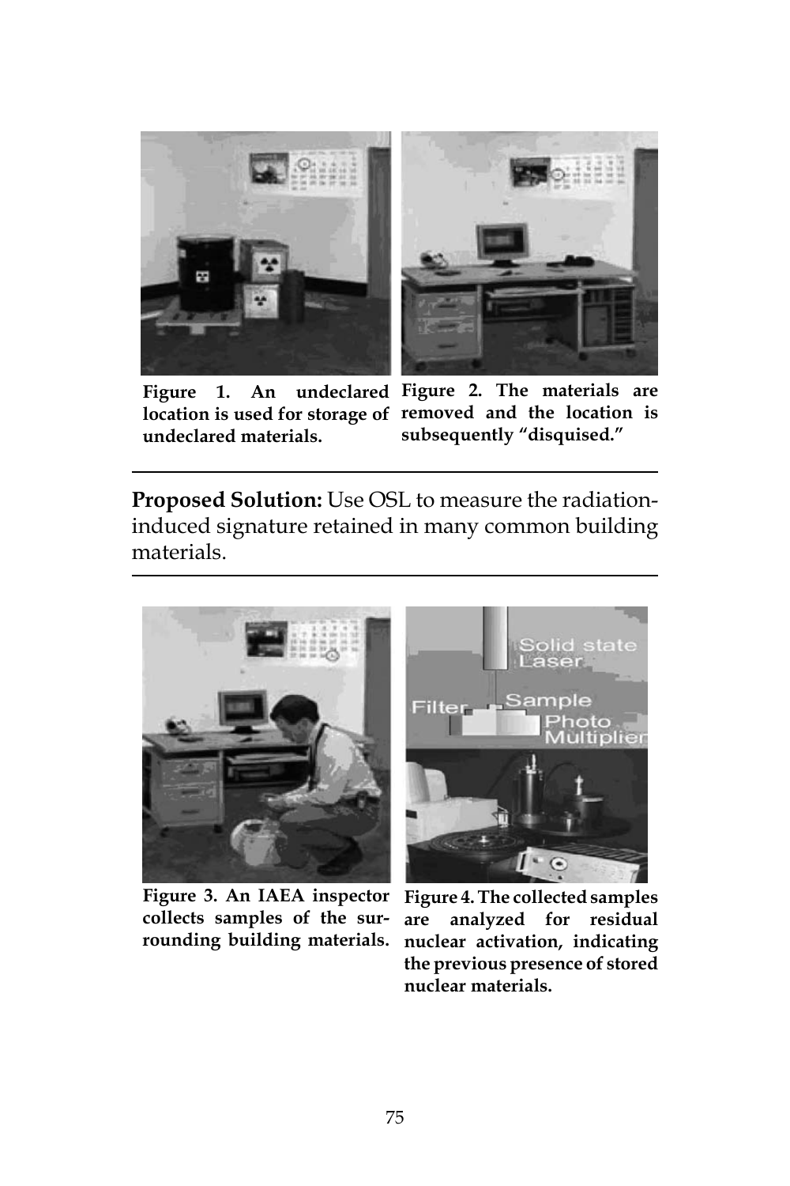Figure 1. An undeclared location is used for storage of undeclared materials.

Figure 2. The materials are removed and the location is subsequently "disquised."

---

**Proposed Solution:** Use OSL to measure the radiation-induced signature retained in many common building materials.

---

Figure 3. An IAEA inspector collects samples of the surrounding building materials.

Figure 4. The collected samples are analyzed for residual nuclear activation, indicating the previous presence of stored nuclear materials.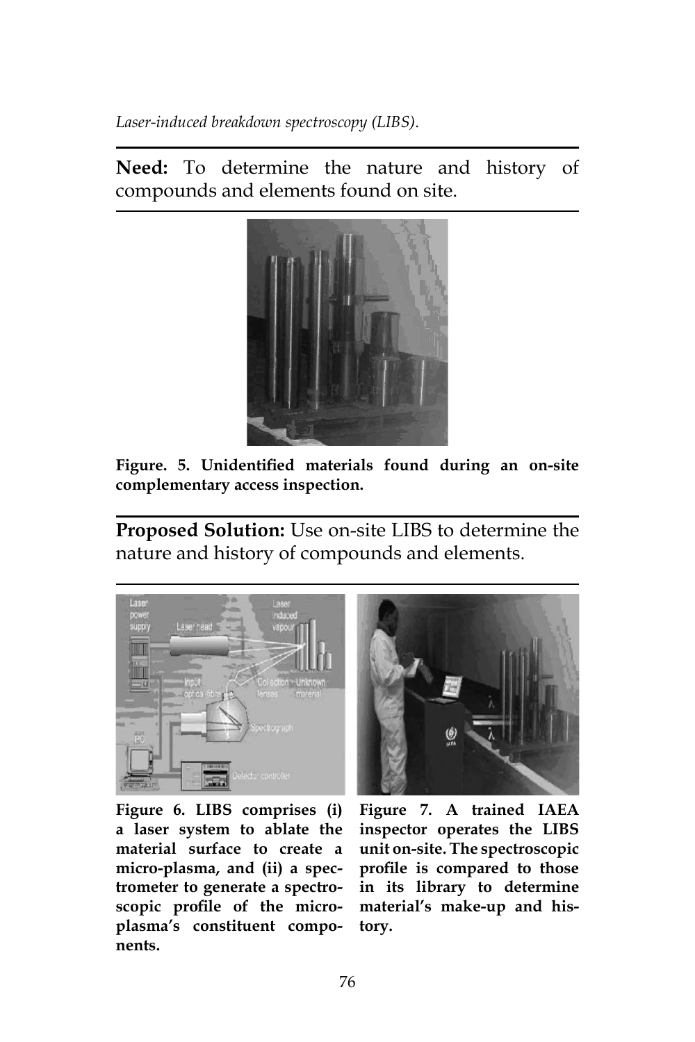*Laser-induced breakdown spectroscopy (LIBS).*

**Need:** To determine the nature and history of compounds and elements found on site.

**Figure. 5. Unidentified materials found during an on-site complementary access inspection.**

**Proposed Solution:** Use on-site LIBS to determine the nature and history of compounds and elements.

**Figure 6. LIBS comprises (i) a laser system to ablate the material surface to create a micro-plasma, and (ii) a spectrometer to generate a spectroscopic profile of the micro-plasma's constituent components.**

**Figure 7. A trained IAEA inspector operates the LIBS unit on-site. The spectroscopic profile is compared to those in its library to determine material's make-up and history.**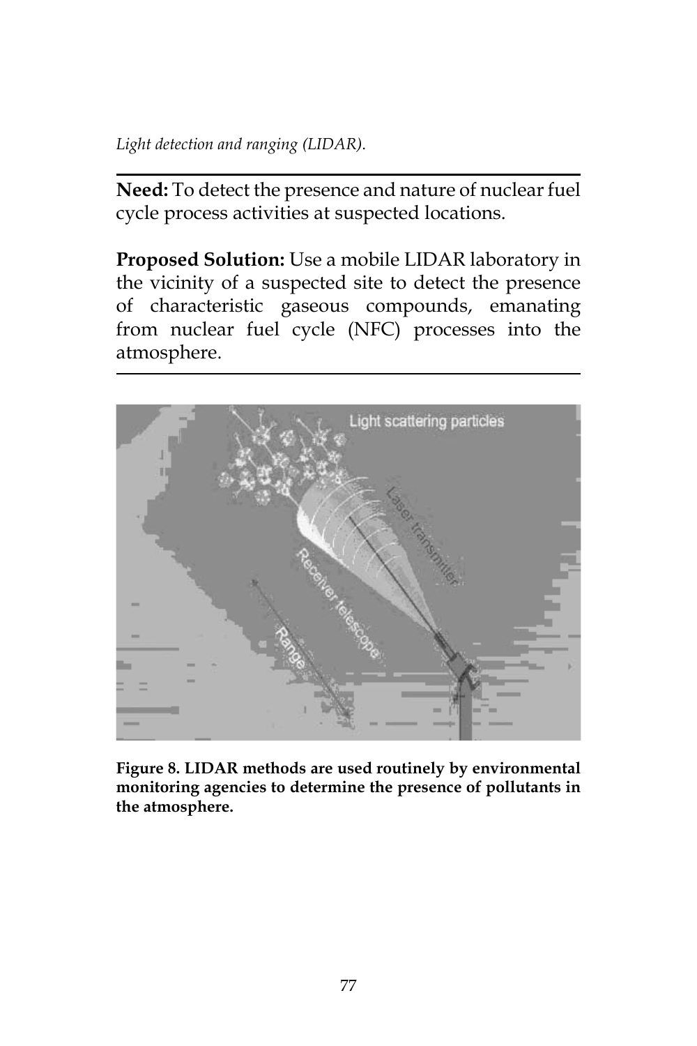*Light detection and ranging (LIDAR).*

---

**Need:** To detect the presence and nature of nuclear fuel cycle process activities at suspected locations.

**Proposed Solution:** Use a mobile LIDAR laboratory in the vicinity of a suspected site to detect the presence of characteristic gaseous compounds, emanating from nuclear fuel cycle (NFC) processes into the atmosphere.

---

**Figure 8. LIDAR methods are used routinely by environmental monitoring agencies to determine the presence of pollutants in the atmosphere.**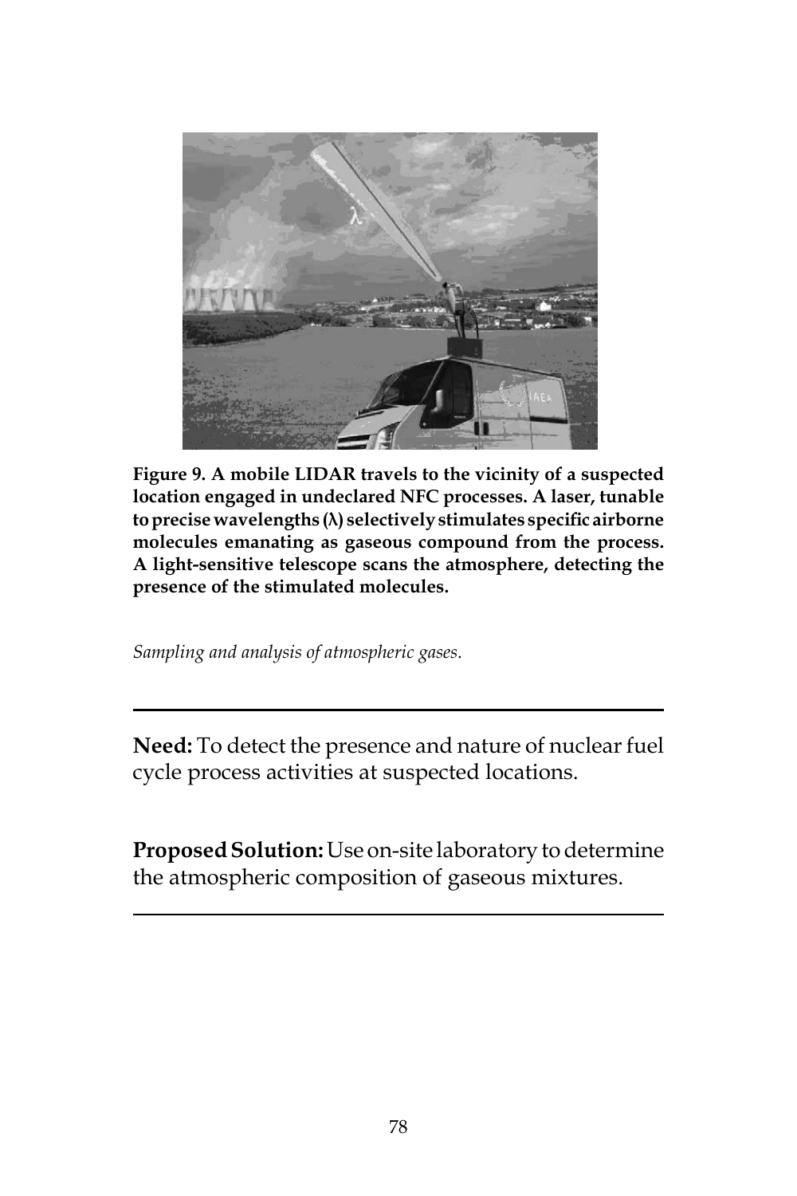**Figure 9. A mobile LIDAR travels to the vicinity of a suspected location engaged in undeclared NFC processes. A laser, tunable to precise wavelengths (λ) selectively stimulates specific airborne molecules emanating as gaseous compound from the process. A light-sensitive telescope scans the atmosphere, detecting the presence of the stimulated molecules.**

*Sampling and analysis of atmospheric gases.*

---

**Need:** To detect the presence and nature of nuclear fuel cycle process activities at suspected locations.

**Proposed Solution:** Use on-site laboratory to determine the atmospheric composition of gaseous mixtures.

---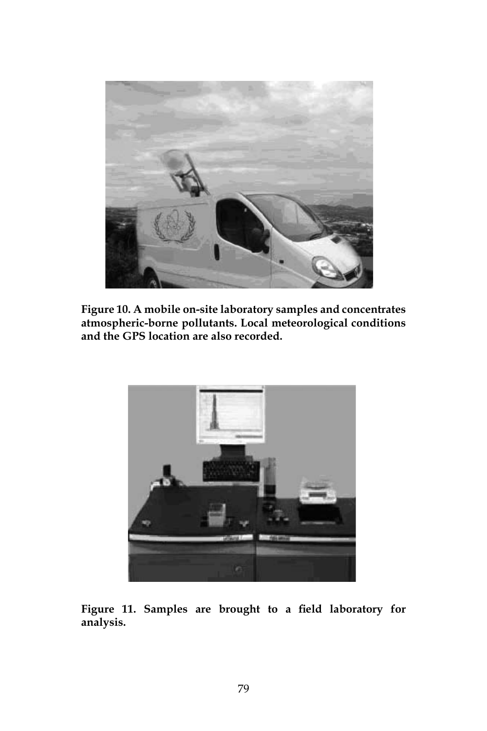Figure 10. A mobile on-site laboratory samples and concentrates atmospheric-borne pollutants. Local meteorological conditions and the GPS location are also recorded.

Figure 11. Samples are brought to a field laboratory for analysis.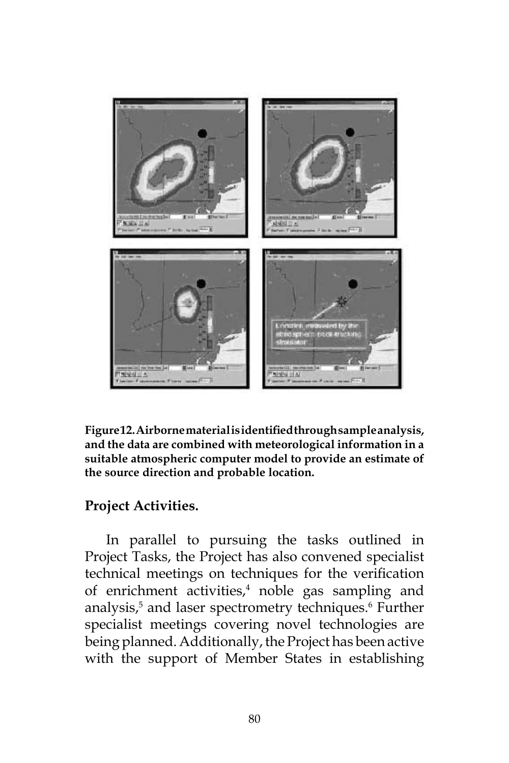**Figure 12. Airborne material is identified through sample analysis, and the data are combined with meteorological information in a suitable atmospheric computer model to provide an estimate of the source direction and probable location.**

## Project Activities.

In parallel to pursuing the tasks outlined in Project Tasks, the Project has also convened specialist technical meetings on techniques for the verification of enrichment activities,[4] noble gas sampling and analysis,[5] and laser spectrometry techniques.[6] Further specialist meetings covering novel technologies are being planned. Additionally, the Project has been active with the support of Member States in establishing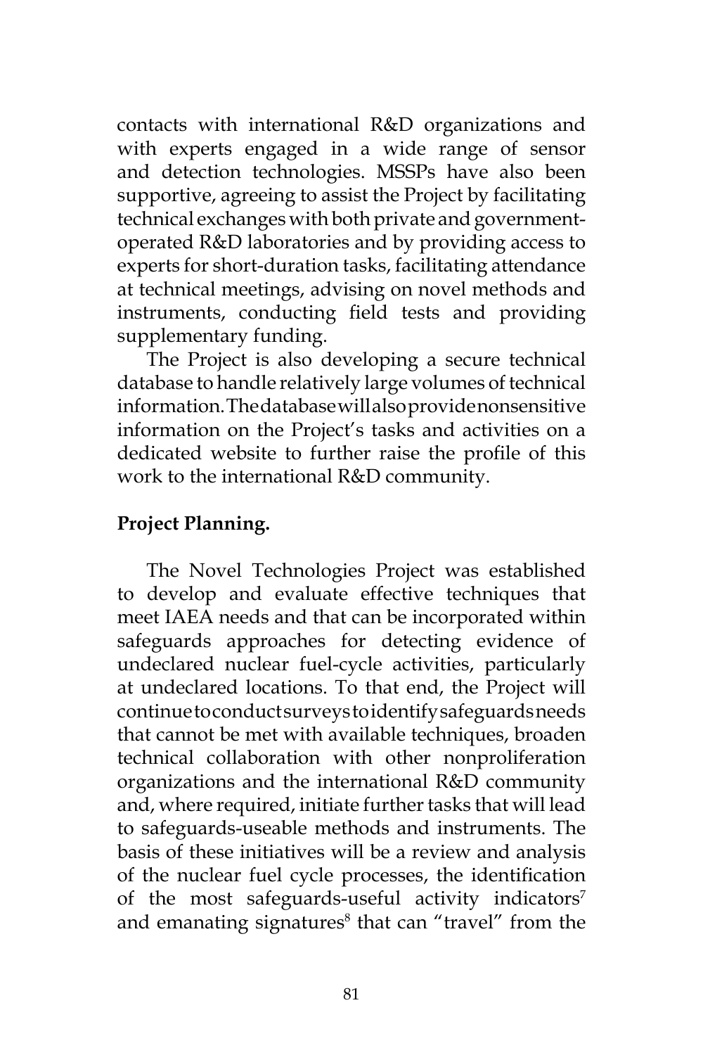contacts with international R&D organizations and with experts engaged in a wide range of sensor and detection technologies. MSSPs have also been supportive, agreeing to assist the Project by facilitating technical exchanges with both private and government-operated R&D laboratories and by providing access to experts for short-duration tasks, facilitating attendance at technical meetings, advising on novel methods and instruments, conducting field tests and providing supplementary funding.

The Project is also developing a secure technical database to handle relatively large volumes of technical information. The database will also provide nonsensitive information on the Project's tasks and activities on a dedicated website to further raise the profile of this work to the international R&D community.

**Project Planning.**

The Novel Technologies Project was established to develop and evaluate effective techniques that meet IAEA needs and that can be incorporated within safeguards approaches for detecting evidence of undeclared nuclear fuel-cycle activities, particularly at undeclared locations. To that end, the Project will continue to conduct surveys to identify safeguards needs that cannot be met with available techniques, broaden technical collaboration with other nonproliferation organizations and the international R&D community and, where required, initiate further tasks that will lead to safeguards-useable methods and instruments. The basis of these initiatives will be a review and analysis of the nuclear fuel cycle processes, the identification of the most safeguards-useful activity indicators[7] and emanating signatures[8] that can "travel" from the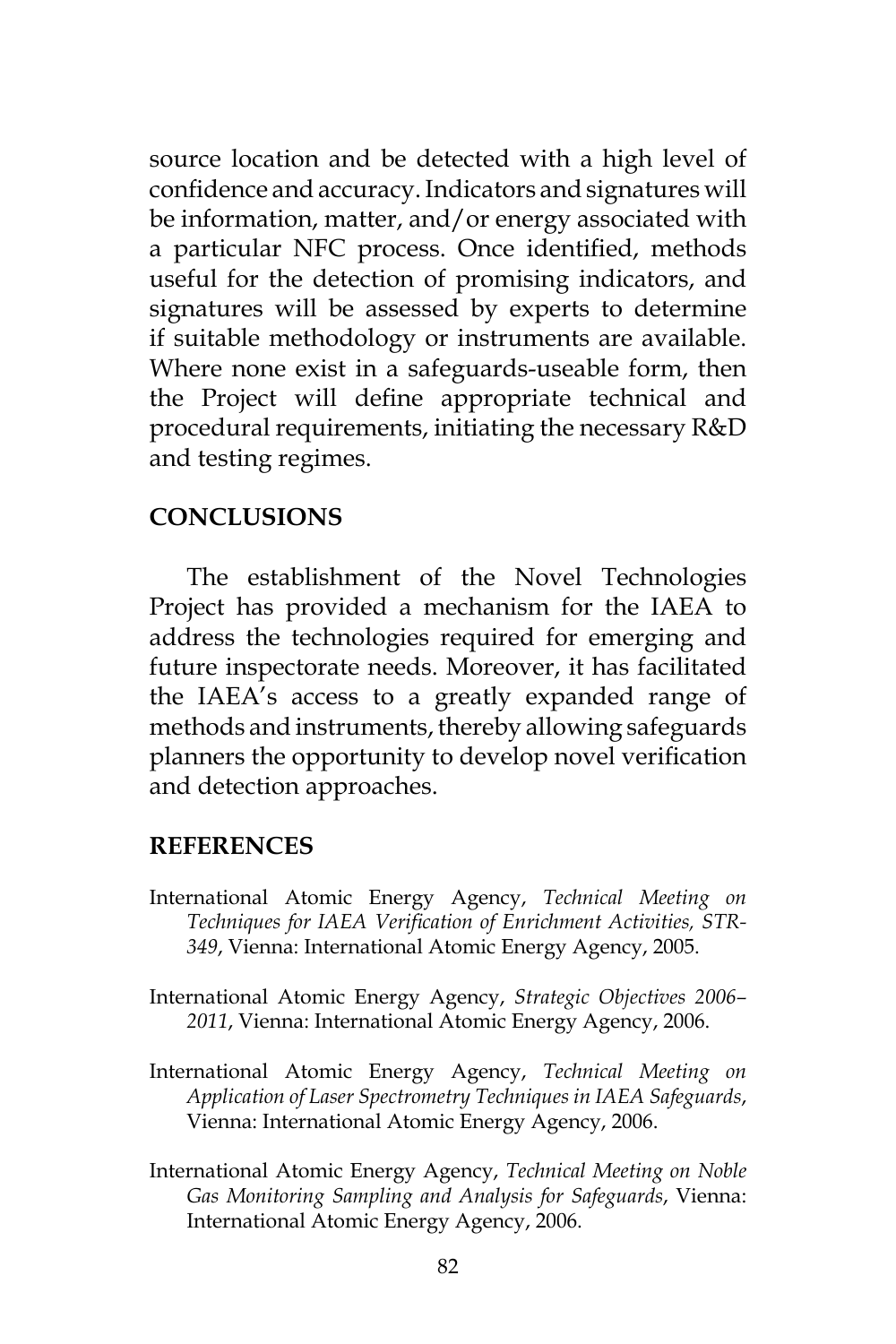source location and be detected with a high level of confidence and accuracy. Indicators and signatures will be information, matter, and/or energy associated with a particular NFC process. Once identified, methods useful for the detection of promising indicators, and signatures will be assessed by experts to determine if suitable methodology or instruments are available. Where none exist in a safeguards-useable form, then the Project will define appropriate technical and procedural requirements, initiating the necessary R&D and testing regimes.

## CONCLUSIONS

The establishment of the Novel Technologies Project has provided a mechanism for the IAEA to address the technologies required for emerging and future inspectorate needs. Moreover, it has facilitated the IAEA's access to a greatly expanded range of methods and instruments, thereby allowing safeguards planners the opportunity to develop novel verification and detection approaches.

## REFERENCES

International Atomic Energy Agency, *Technical Meeting on Techniques for IAEA Verification of Enrichment Activities, STR-349*, Vienna: International Atomic Energy Agency, 2005.

International Atomic Energy Agency, *Strategic Objectives 2006–2011*, Vienna: International Atomic Energy Agency, 2006.

International Atomic Energy Agency, *Technical Meeting on Application of Laser Spectrometry Techniques in IAEA Safeguards*, Vienna: International Atomic Energy Agency, 2006.

International Atomic Energy Agency, *Technical Meeting on Noble Gas Monitoring Sampling and Analysis for Safeguards*, Vienna: International Atomic Energy Agency, 2006.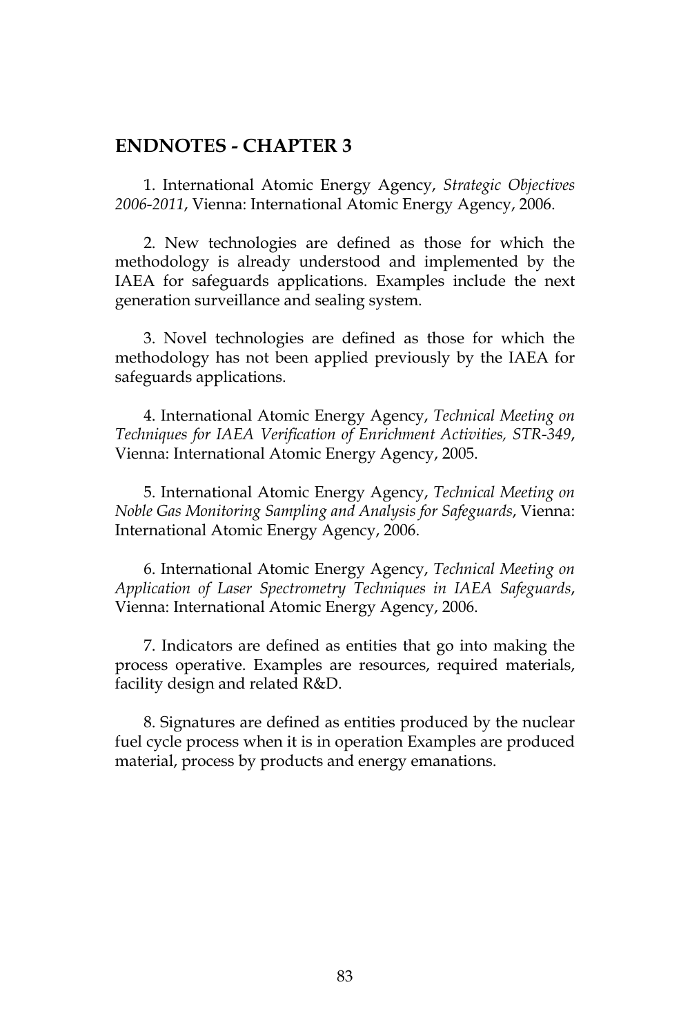## ENDNOTES - CHAPTER 3

1. International Atomic Energy Agency, *Strategic Objectives 2006-2011*, Vienna: International Atomic Energy Agency, 2006.

2. New technologies are defined as those for which the methodology is already understood and implemented by the IAEA for safeguards applications. Examples include the next generation surveillance and sealing system.

3. Novel technologies are defined as those for which the methodology has not been applied previously by the IAEA for safeguards applications.

4. International Atomic Energy Agency, *Technical Meeting on Techniques for IAEA Verification of Enrichment Activities, STR-349*, Vienna: International Atomic Energy Agency, 2005.

5. International Atomic Energy Agency, *Technical Meeting on Noble Gas Monitoring Sampling and Analysis for Safeguards*, Vienna: International Atomic Energy Agency, 2006.

6. International Atomic Energy Agency, *Technical Meeting on Application of Laser Spectrometry Techniques in IAEA Safeguards*, Vienna: International Atomic Energy Agency, 2006.

7. Indicators are defined as entities that go into making the process operative. Examples are resources, required materials, facility design and related R&D.

8. Signatures are defined as entities produced by the nuclear fuel cycle process when it is in operation Examples are produced material, process by products and energy emanations.